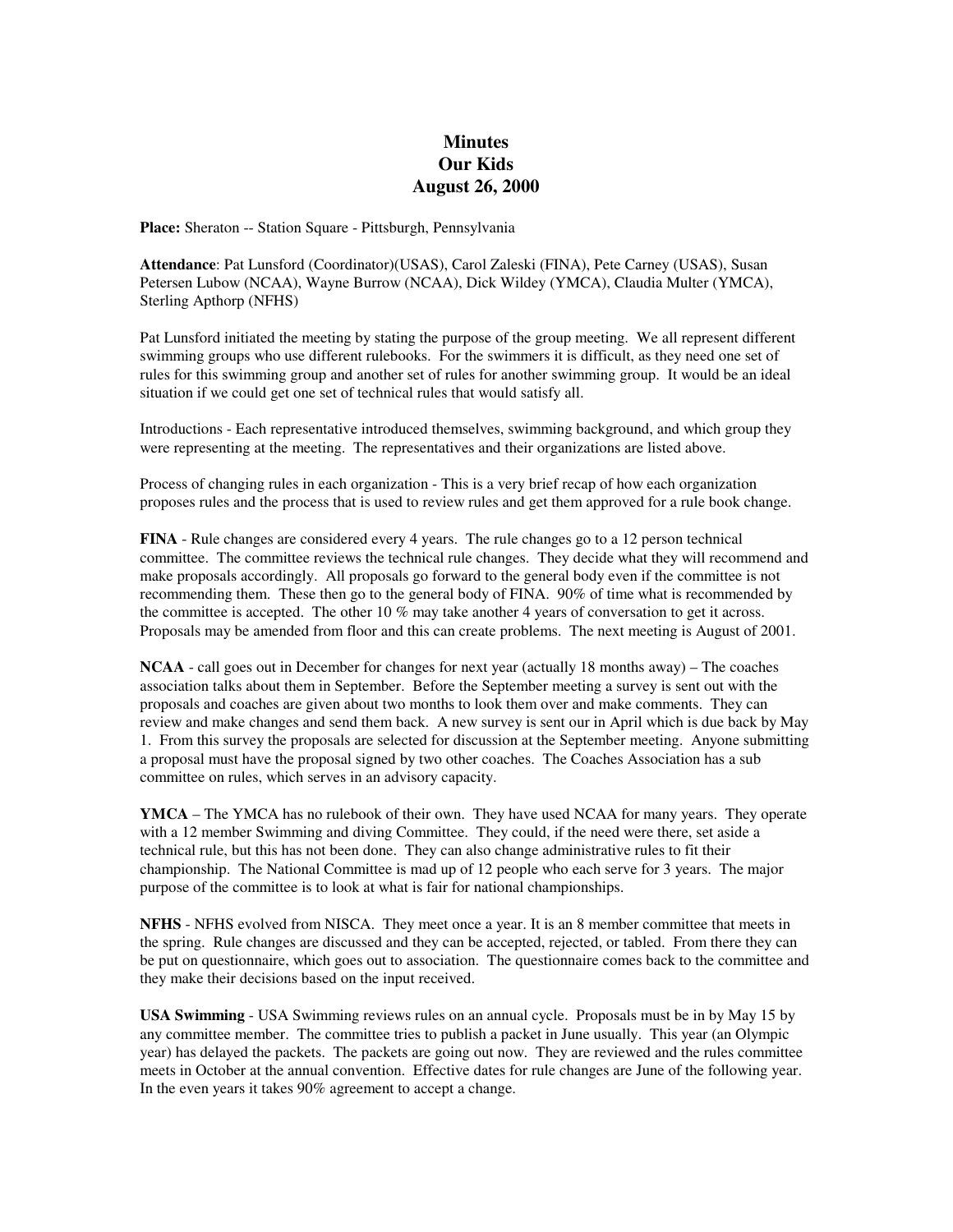# Minutes
# Our Kids
# August 26, 2000

**Place:** Sheraton -- Station Square - Pittsburgh, Pennsylvania

**Attendance**: Pat Lunsford (Coordinator)(USAS), Carol Zaleski (FINA), Pete Carney (USAS), Susan Petersen Lubow (NCAA), Wayne Burrow (NCAA), Dick Wildey (YMCA), Claudia Multer (YMCA), Sterling Apthorp (NFHS)

Pat Lunsford initiated the meeting by stating the purpose of the group meeting. We all represent different swimming groups who use different rulebooks. For the swimmers it is difficult, as they need one set of rules for this swimming group and another set of rules for another swimming group. It would be an ideal situation if we could get one set of technical rules that would satisfy all.

Introductions - Each representative introduced themselves, swimming background, and which group they were representing at the meeting. The representatives and their organizations are listed above.

Process of changing rules in each organization - This is a very brief recap of how each organization proposes rules and the process that is used to review rules and get them approved for a rule book change.

**FINA** - Rule changes are considered every 4 years. The rule changes go to a 12 person technical committee. The committee reviews the technical rule changes. They decide what they will recommend and make proposals accordingly. All proposals go forward to the general body even if the committee is not recommending them. These then go to the general body of FINA. 90% of time what is recommended by the committee is accepted. The other 10 % may take another 4 years of conversation to get it across. Proposals may be amended from floor and this can create problems. The next meeting is August of 2001.

**NCAA** - call goes out in December for changes for next year (actually 18 months away) – The coaches association talks about them in September. Before the September meeting a survey is sent out with the proposals and coaches are given about two months to look them over and make comments. They can review and make changes and send them back. A new survey is sent our in April which is due back by May 1. From this survey the proposals are selected for discussion at the September meeting. Anyone submitting a proposal must have the proposal signed by two other coaches. The Coaches Association has a sub committee on rules, which serves in an advisory capacity.

**YMCA** – The YMCA has no rulebook of their own. They have used NCAA for many years. They operate with a 12 member Swimming and diving Committee. They could, if the need were there, set aside a technical rule, but this has not been done. They can also change administrative rules to fit their championship. The National Committee is mad up of 12 people who each serve for 3 years. The major purpose of the committee is to look at what is fair for national championships.

**NFHS** - NFHS evolved from NISCA. They meet once a year. It is an 8 member committee that meets in the spring. Rule changes are discussed and they can be accepted, rejected, or tabled. From there they can be put on questionnaire, which goes out to association. The questionnaire comes back to the committee and they make their decisions based on the input received.

**USA Swimming** - USA Swimming reviews rules on an annual cycle. Proposals must be in by May 15 by any committee member. The committee tries to publish a packet in June usually. This year (an Olympic year) has delayed the packets. The packets are going out now. They are reviewed and the rules committee meets in October at the annual convention. Effective dates for rule changes are June of the following year. In the even years it takes 90% agreement to accept a change.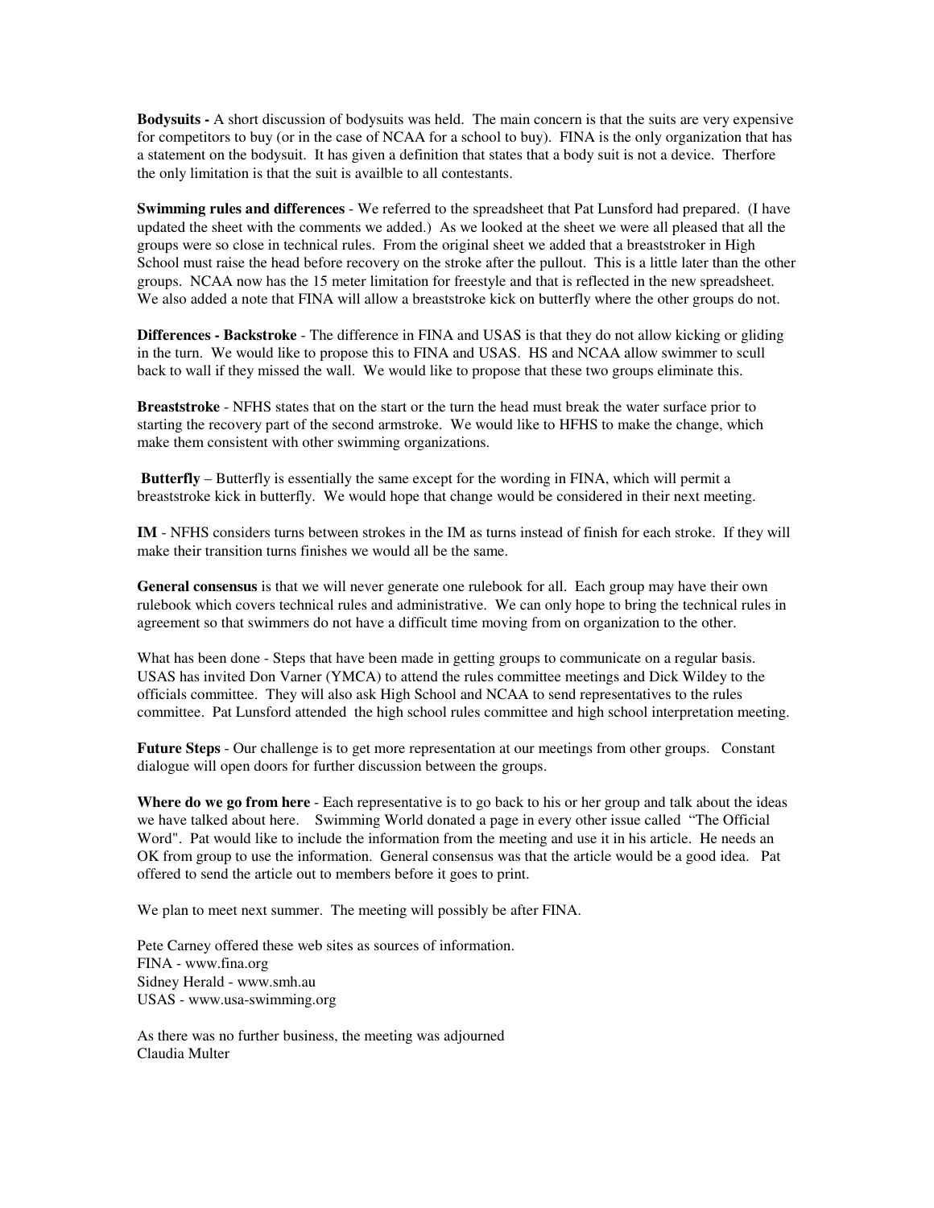**Bodysuits -** A short discussion of bodysuits was held. The main concern is that the suits are very expensive for competitors to buy (or in the case of NCAA for a school to buy). FINA is the only organization that has a statement on the bodysuit. It has given a definition that states that a body suit is not a device. Therfore the only limitation is that the suit is availble to all contestants.

**Swimming rules and differences** - We referred to the spreadsheet that Pat Lunsford had prepared. (I have updated the sheet with the comments we added.) As we looked at the sheet we were all pleased that all the groups were so close in technical rules. From the original sheet we added that a breaststroker in High School must raise the head before recovery on the stroke after the pullout. This is a little later than the other groups. NCAA now has the 15 meter limitation for freestyle and that is reflected in the new spreadsheet. We also added a note that FINA will allow a breaststroke kick on butterfly where the other groups do not.

**Differences - Backstroke** - The difference in FINA and USAS is that they do not allow kicking or gliding in the turn. We would like to propose this to FINA and USAS. HS and NCAA allow swimmer to scull back to wall if they missed the wall. We would like to propose that these two groups eliminate this.

**Breaststroke** - NFHS states that on the start or the turn the head must break the water surface prior to starting the recovery part of the second armstroke. We would like to HFHS to make the change, which make them consistent with other swimming organizations.

**Butterfly** – Butterfly is essentially the same except for the wording in FINA, which will permit a breaststroke kick in butterfly. We would hope that change would be considered in their next meeting.

**IM** - NFHS considers turns between strokes in the IM as turns instead of finish for each stroke. If they will make their transition turns finishes we would all be the same.

**General consensus** is that we will never generate one rulebook for all. Each group may have their own rulebook which covers technical rules and administrative. We can only hope to bring the technical rules in agreement so that swimmers do not have a difficult time moving from on organization to the other.

What has been done - Steps that have been made in getting groups to communicate on a regular basis. USAS has invited Don Varner (YMCA) to attend the rules committee meetings and Dick Wildey to the officials committee. They will also ask High School and NCAA to send representatives to the rules committee. Pat Lunsford attended the high school rules committee and high school interpretation meeting.

**Future Steps** - Our challenge is to get more representation at our meetings from other groups. Constant dialogue will open doors for further discussion between the groups.

**Where do we go from here** - Each representative is to go back to his or her group and talk about the ideas we have talked about here. Swimming World donated a page in every other issue called "The Official Word". Pat would like to include the information from the meeting and use it in his article. He needs an OK from group to use the information. General consensus was that the article would be a good idea. Pat offered to send the article out to members before it goes to print.

We plan to meet next summer. The meeting will possibly be after FINA.

Pete Carney offered these web sites as sources of information.
FINA - www.fina.org
Sidney Herald - www.smh.au
USAS - www.usa-swimming.org

As there was no further business, the meeting was adjourned
Claudia Multer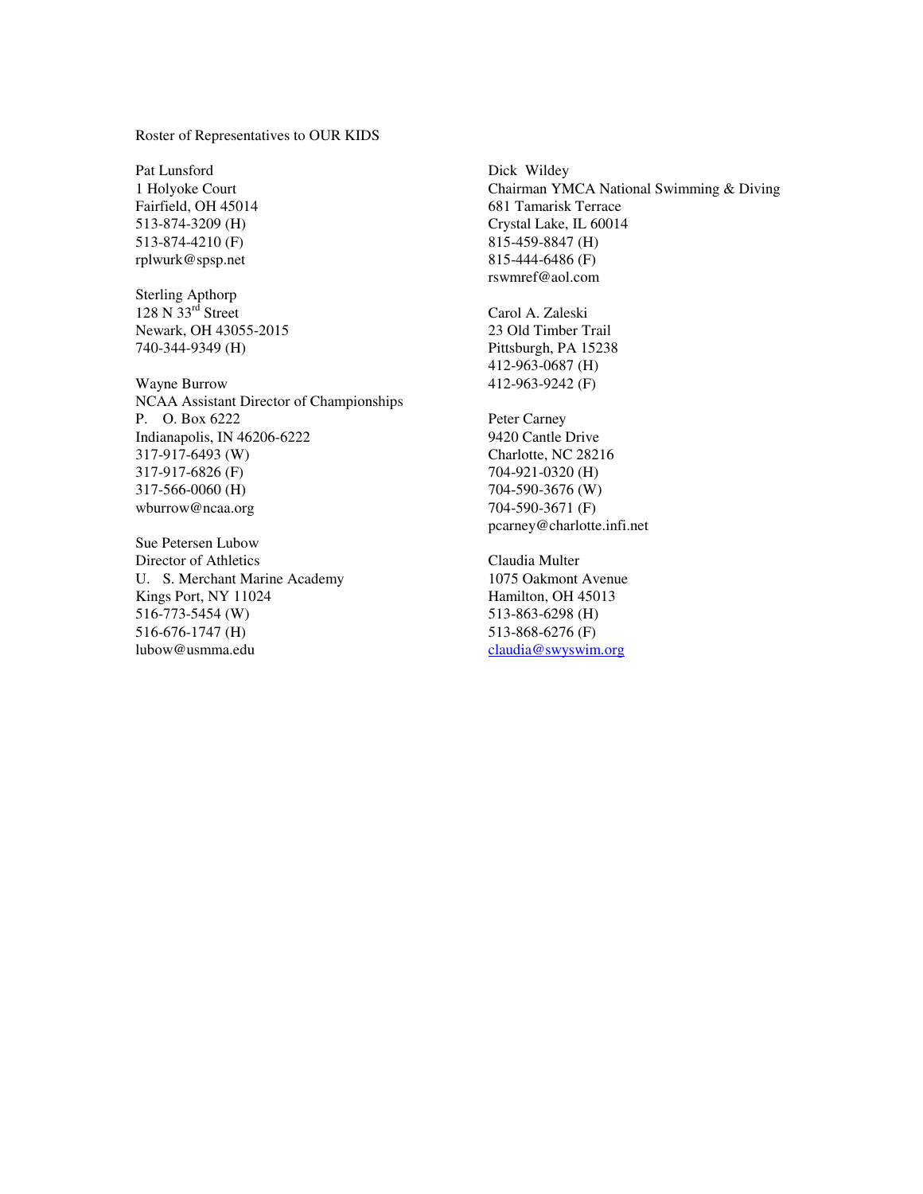Roster of Representatives to OUR KIDS

Pat Lunsford
1 Holyoke Court
Fairfield, OH 45014
513-874-3209 (H)
513-874-4210 (F)
rplwurk@spsp.net

Sterling Apthorp
128 N 33rd Street
Newark, OH 43055-2015
740-344-9349 (H)

Wayne Burrow
NCAA Assistant Director of Championships
P. O. Box 6222
Indianapolis, IN 46206-6222
317-917-6493 (W)
317-917-6826 (F)
317-566-0060 (H)
wburrow@ncaa.org

Sue Petersen Lubow
Director of Athletics
U. S. Merchant Marine Academy
Kings Port, NY 11024
516-773-5454 (W)
516-676-1747 (H)
lubow@usmma.edu

Dick Wildey
Chairman YMCA National Swimming & Diving
681 Tamarisk Terrace
Crystal Lake, IL 60014
815-459-8847 (H)
815-444-6486 (F)
rswmref@aol.com

Carol A. Zaleski
23 Old Timber Trail
Pittsburgh, PA 15238
412-963-0687 (H)
412-963-9242 (F)

Peter Carney
9420 Cantle Drive
Charlotte, NC 28216
704-921-0320 (H)
704-590-3676 (W)
704-590-3671 (F)
pcarney@charlotte.infi.net

Claudia Multer
1075 Oakmont Avenue
Hamilton, OH 45013
513-863-6298 (H)
513-868-6276 (F)
claudia@swyswim.org